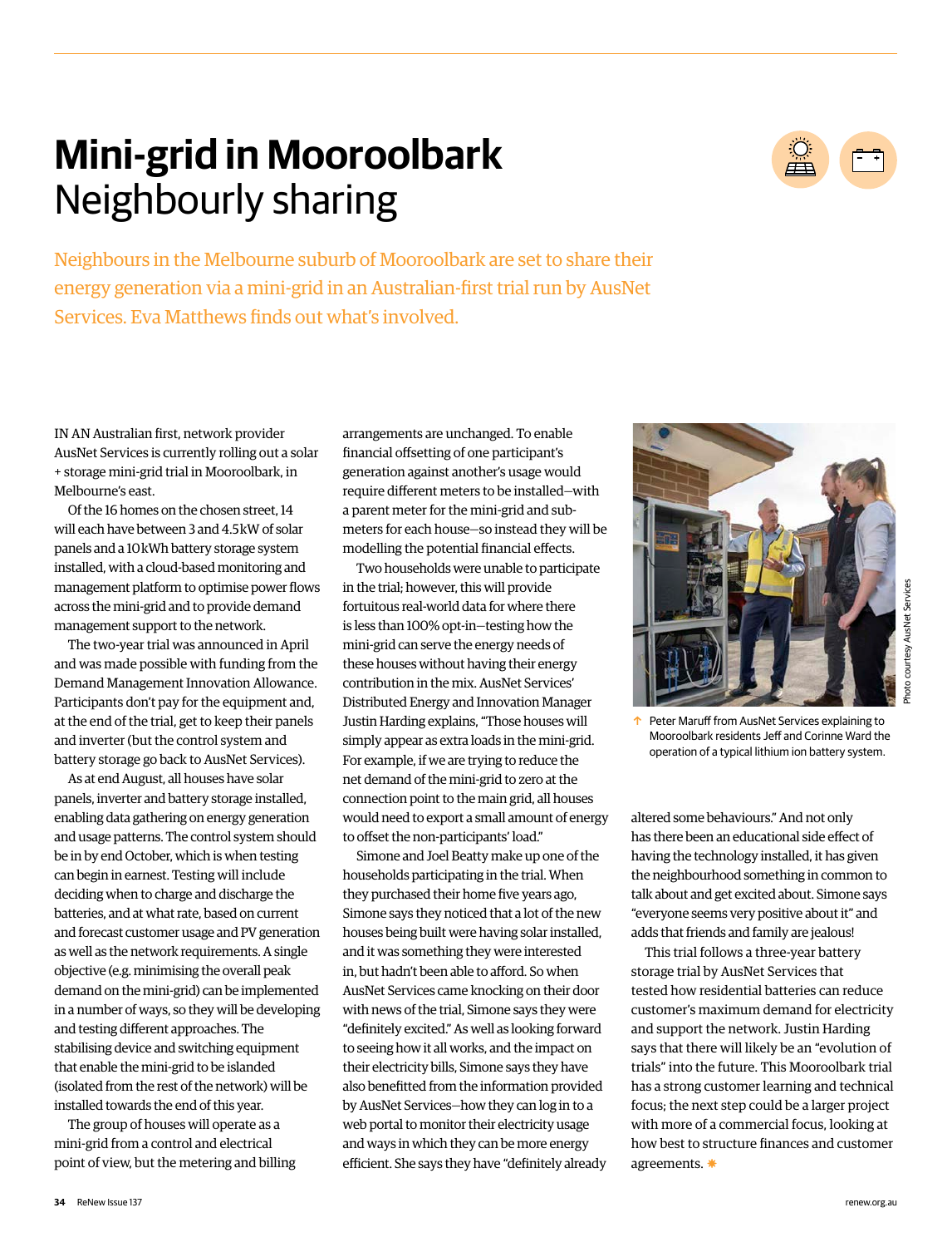# Mini-grid in Mooroolbark
## Neighbourly sharing

Neighbours in the Melbourne suburb of Mooroolbark are set to share their energy generation via a mini-grid in an Australian-first trial run by AusNet Services. Eva Matthews finds out what's involved.

IN AN Australian first, network provider AusNet Services is currently rolling out a solar + storage mini-grid trial in Mooroolbark, in Melbourne's east.

Of the 16 homes on the chosen street, 14 will each have between 3 and 4.5 kW of solar panels and a 10 kWh battery storage system installed, with a cloud-based monitoring and management platform to optimise power flows across the mini-grid and to provide demand management support to the network.

The two-year trial was announced in April and was made possible with funding from the Demand Management Innovation Allowance. Participants don't pay for the equipment and, at the end of the trial, get to keep their panels and inverter (but the control system and battery storage go back to AusNet Services).

As at end August, all houses have solar panels, inverter and battery storage installed, enabling data gathering on energy generation and usage patterns. The control system should be in by end October, which is when testing can begin in earnest. Testing will include deciding when to charge and discharge the batteries, and at what rate, based on current and forecast customer usage and PV generation as well as the network requirements. A single objective (e.g. minimising the overall peak demand on the mini-grid) can be implemented in a number of ways, so they will be developing and testing different approaches. The stabilising device and switching equipment that enable the mini-grid to be islanded (isolated from the rest of the network) will be installed towards the end of this year.

The group of houses will operate as a mini-grid from a control and electrical point of view, but the metering and billing arrangements are unchanged. To enable financial offsetting of one participant's generation against another's usage would require different meters to be installed—with a parent meter for the mini-grid and sub-meters for each house—so instead they will be modelling the potential financial effects.

Two households were unable to participate in the trial; however, this will provide fortuitous real-world data for where there is less than 100% opt-in—testing how the mini-grid can serve the energy needs of these houses without having their energy contribution in the mix. AusNet Services' Distributed Energy and Innovation Manager Justin Harding explains, "Those houses will simply appear as extra loads in the mini-grid. For example, if we are trying to reduce the net demand of the mini-grid to zero at the connection point to the main grid, all houses would need to export a small amount of energy to offset the non-participants' load."

Simone and Joel Beatty make up one of the households participating in the trial. When they purchased their home five years ago, Simone says they noticed that a lot of the new houses being built were having solar installed, and it was something they were interested in, but hadn't been able to afford. So when AusNet Services came knocking on their door with news of the trial, Simone says they were "definitely excited." As well as looking forward to seeing how it all works, and the impact on their electricity bills, Simone says they have also benefitted from the information provided by AusNet Services—how they can log in to a web portal to monitor their electricity usage and ways in which they can be more energy efficient. She says they have "definitely already altered some behaviours." And not only has there been an educational side effect of having the technology installed, it has given the neighbourhood something in common to talk about and get excited about. Simone says "everyone seems very positive about it" and adds that friends and family are jealous!

↑ Peter Maruff from AusNet Services explaining to Mooroolbark residents Jeff and Corinne Ward the operation of a typical lithium ion battery system.

Photo courtesy AusNet Services

This trial follows a three-year battery storage trial by AusNet Services that tested how residential batteries can reduce customer's maximum demand for electricity and support the network. Justin Harding says that there will likely be an "evolution of trials" into the future. This Mooroolbark trial has a strong customer learning and technical focus; the next step could be a larger project with more of a commercial focus, looking at how best to structure finances and customer agreements. ✷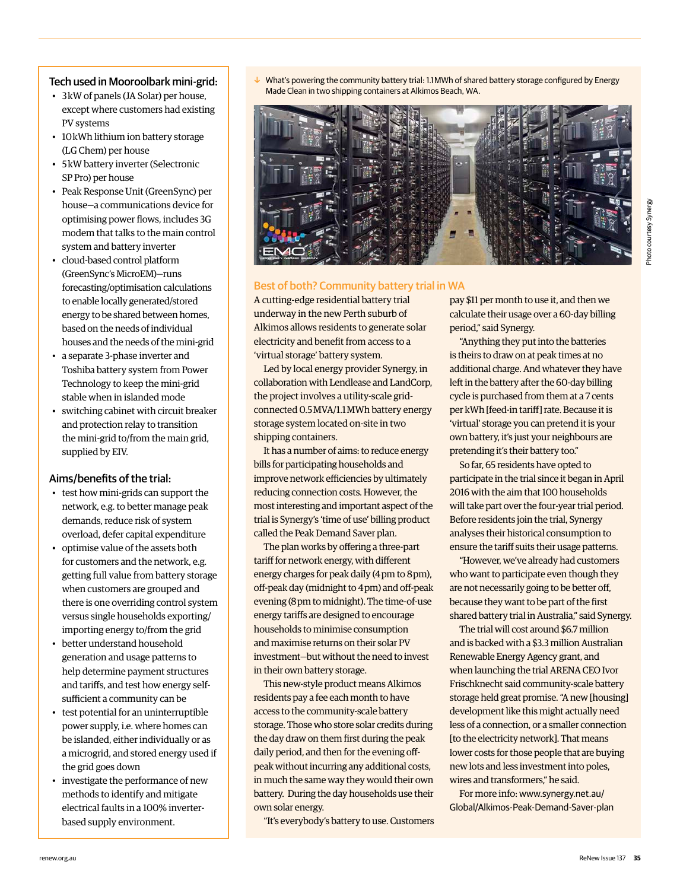### Tech used in Mooroolbark mini-grid:

- 3kW of panels (JA Solar) per house, except where customers had existing PV systems
- 10kWh lithium ion battery storage (LG Chem) per house
- 5kW battery inverter (Selectronic SP Pro) per house
- Peak Response Unit (GreenSync) per house—a communications device for optimising power flows, includes 3G modem that talks to the main control system and battery inverter
- cloud-based control platform (GreenSync's MicroEM)—runs forecasting/optimisation calculations to enable locally generated/stored energy to be shared between homes, based on the needs of individual houses and the needs of the mini-grid
- a separate 3-phase inverter and Toshiba battery system from Power Technology to keep the mini-grid stable when in islanded mode
- switching cabinet with circuit breaker and protection relay to transition the mini-grid to/from the main grid, supplied by EIV.

### Aims/benefits of the trial:

- test how mini-grids can support the network, e.g. to better manage peak demands, reduce risk of system overload, defer capital expenditure
- optimise value of the assets both for customers and the network, e.g. getting full value from battery storage when customers are grouped and there is one overriding control system versus single households exporting/importing energy to/from the grid
- better understand household generation and usage patterns to help determine payment structures and tariffs, and test how energy self-sufficient a community can be
- test potential for an uninterruptible power supply, i.e. where homes can be islanded, either individually or as a microgrid, and stored energy used if the grid goes down
- investigate the performance of new methods to identify and mitigate electrical faults in a 100% inverter-based supply environment.

↓ What's powering the community battery trial: 1.1MWh of shared battery storage configured by Energy Made Clean in two shipping containers at Alkimos Beach, WA.

Photo courtesy Synergy

## Best of both? Community battery trial in WA

A cutting-edge residential battery trial underway in the new Perth suburb of Alkimos allows residents to generate solar electricity and benefit from access to a 'virtual storage' battery system.

Led by local energy provider Synergy, in collaboration with Lendlease and LandCorp, the project involves a utility-scale grid-connected 0.5MVA/1.1MWh battery energy storage system located on-site in two shipping containers.

It has a number of aims: to reduce energy bills for participating households and improve network efficiencies by ultimately reducing connection costs. However, the most interesting and important aspect of the trial is Synergy's 'time of use' billing product called the Peak Demand Saver plan.

The plan works by offering a three-part tariff for network energy, with different energy charges for peak daily (4pm to 8pm), off-peak day (midnight to 4pm) and off-peak evening (8pm to midnight). The time-of-use energy tariffs are designed to encourage households to minimise consumption and maximise returns on their solar PV investment—but without the need to invest in their own battery storage.

This new-style product means Alkimos residents pay a fee each month to have access to the community-scale battery storage. Those who store solar credits during the day draw on them first during the peak daily period, and then for the evening off-peak without incurring any additional costs, in much the same way they would their own battery. During the day households use their own solar energy.

"It's everybody's battery to use. Customers pay $11 per month to use it, and then we calculate their usage over a 60-day billing period," said Synergy.

"Anything they put into the batteries is theirs to draw on at peak times at no additional charge. And whatever they have left in the battery after the 60-day billing cycle is purchased from them at a 7 cents per kWh [feed-in tariff] rate. Because it is 'virtual' storage you can pretend it is your own battery, it's just your neighbours are pretending it's their battery too."

So far, 65 residents have opted to participate in the trial since it began in April 2016 with the aim that 100 households will take part over the four-year trial period. Before residents join the trial, Synergy analyses their historical consumption to ensure the tariff suits their usage patterns.

"However, we've already had customers who want to participate even though they are not necessarily going to be better off, because they want to be part of the first shared battery trial in Australia," said Synergy.

The trial will cost around $6.7 million and is backed with a $3.3 million Australian Renewable Energy Agency grant, and when launching the trial ARENA CEO Ivor Frischknecht said community-scale battery storage held great promise. "A new [housing] development like this might actually need less of a connection, or a smaller connection [to the electricity network]. That means lower costs for those people that are buying new lots and less investment into poles, wires and transformers," he said.

For more info: www.synergy.net.au/Global/Alkimos-Peak-Demand-Saver-plan